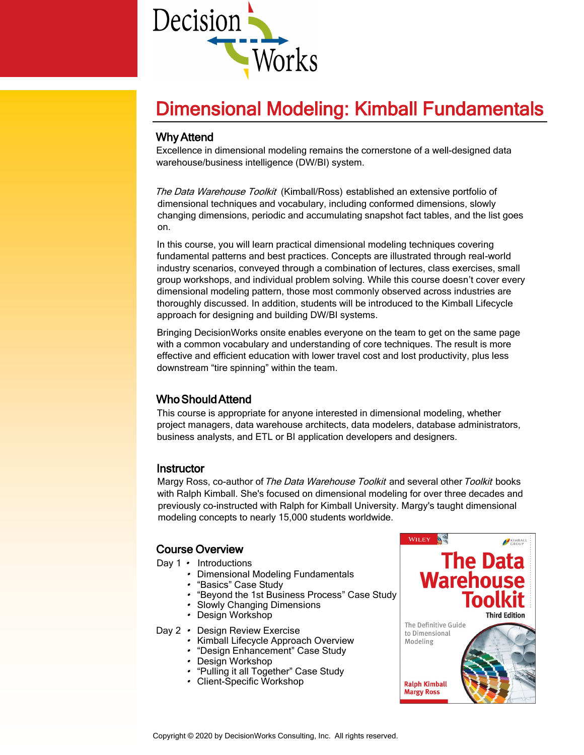# Dimensional Modeling: Kimball Fundamentals

## Why Attend

Excellence in dimensional modeling remains the cornerstone of a well-designed data warehouse/business intelligence (DW/BI) system.

*The Data Warehouse Toolkit* (Kimball/Ross) established an extensive portfolio of dimensional techniques and vocabulary, including conformed dimensions, slowly changing dimensions, periodic and accumulating snapshot fact tables, and the list goes on.

In this course, you will learn practical dimensional modeling techniques covering fundamental patterns and best practices. Concepts are illustrated through real-world industry scenarios, conveyed through a combination of lectures, class exercises, small group workshops, and individual problem solving. While this course doesn't cover every dimensional modeling pattern, those most commonly observed across industries are thoroughly discussed. In addition, students will be introduced to the Kimball Lifecycle approach for designing and building DW/BI systems.

Bringing DecisionWorks onsite enables everyone on the team to get on the same page with a common vocabulary and understanding of core techniques. The result is more effective and efficient education with lower travel cost and lost productivity, plus less downstream "tire spinning" within the team.

## Who Should Attend

This course is appropriate for anyone interested in dimensional modeling, whether project managers, data warehouse architects, data modelers, database administrators, business analysts, and ETL or BI application developers and designers.

## Instructor

Margy Ross, co-author of *The Data Warehouse Toolkit* and several other *Toolkit* books with Ralph Kimball. She's focused on dimensional modeling for over three decades and previously co-instructed with Ralph for Kimball University. Margy's taught dimensional modeling concepts to nearly 15,000 students worldwide.

## Course Overview

Day 1
- Introductions
- Dimensional Modeling Fundamentals
- "Basics" Case Study
- "Beyond the 1st Business Process" Case Study
- Slowly Changing Dimensions
- Design Workshop

Day 2
- Design Review Exercise
- Kimball Lifecycle Approach Overview
- "Design Enhancement" Case Study
- Design Workshop
- "Pulling it all Together" Case Study
- Client-Specific Workshop

Copyright © 2020 by DecisionWorks Consulting, Inc. All rights reserved.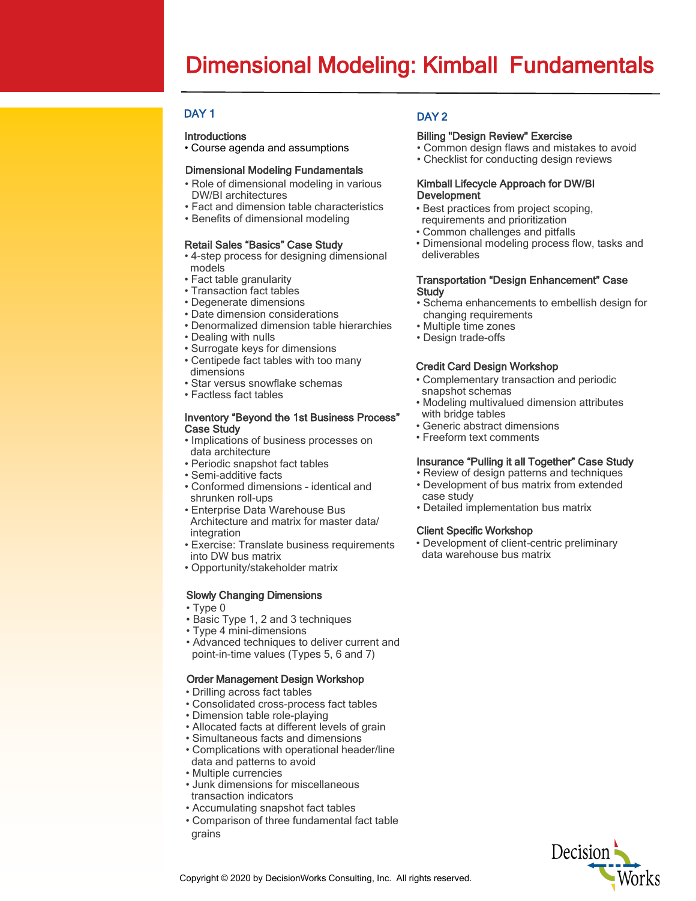# Dimensional Modeling: Kimball Fundamentals

## DAY 1

### Introductions

- Course agenda and assumptions

### Dimensional Modeling Fundamentals

- Role of dimensional modeling in various DW/BI architectures
- Fact and dimension table characteristics
- Benefits of dimensional modeling

### Retail Sales "Basics" Case Study

- 4-step process for designing dimensional models
- Fact table granularity
- Transaction fact tables
- Degenerate dimensions
- Date dimension considerations
- Denormalized dimension table hierarchies
- Dealing with nulls
- Surrogate keys for dimensions
- Centipede fact tables with too many dimensions
- Star versus snowflake schemas
- Factless fact tables

### Inventory "Beyond the 1st Business Process" Case Study

- Implications of business processes on data architecture
- Periodic snapshot fact tables
- Semi-additive facts
- Conformed dimensions – identical and shrunken roll-ups
- Enterprise Data Warehouse Bus Architecture and matrix for master data/ integration
- Exercise: Translate business requirements into DW bus matrix
- Opportunity/stakeholder matrix

### Slowly Changing Dimensions

- Type 0
- Basic Type 1, 2 and 3 techniques
- Type 4 mini-dimensions
- Advanced techniques to deliver current and point-in-time values (Types 5, 6 and 7)

### Order Management Design Workshop

- Drilling across fact tables
- Consolidated cross-process fact tables
- Dimension table role-playing
- Allocated facts at different levels of grain
- Simultaneous facts and dimensions
- Complications with operational header/line data and patterns to avoid
- Multiple currencies
- Junk dimensions for miscellaneous transaction indicators
- Accumulating snapshot fact tables
- Comparison of three fundamental fact table grains

## DAY 2

### Billing "Design Review" Exercise

- Common design flaws and mistakes to avoid
- Checklist for conducting design reviews

### Kimball Lifecycle Approach for DW/BI Development

- Best practices from project scoping, requirements and prioritization
- Common challenges and pitfalls
- Dimensional modeling process flow, tasks and deliverables

### Transportation "Design Enhancement" Case Study

- Schema enhancements to embellish design for changing requirements
- Multiple time zones
- Design trade-offs

### Credit Card Design Workshop

- Complementary transaction and periodic snapshot schemas
- Modeling multivalued dimension attributes with bridge tables
- Generic abstract dimensions
- Freeform text comments

### Insurance "Pulling it all Together" Case Study

- Review of design patterns and techniques
- Development of bus matrix from extended case study
- Detailed implementation bus matrix

### Client Specific Workshop

- Development of client-centric preliminary data warehouse bus matrix

Copyright © 2020 by DecisionWorks Consulting, Inc. All rights reserved.